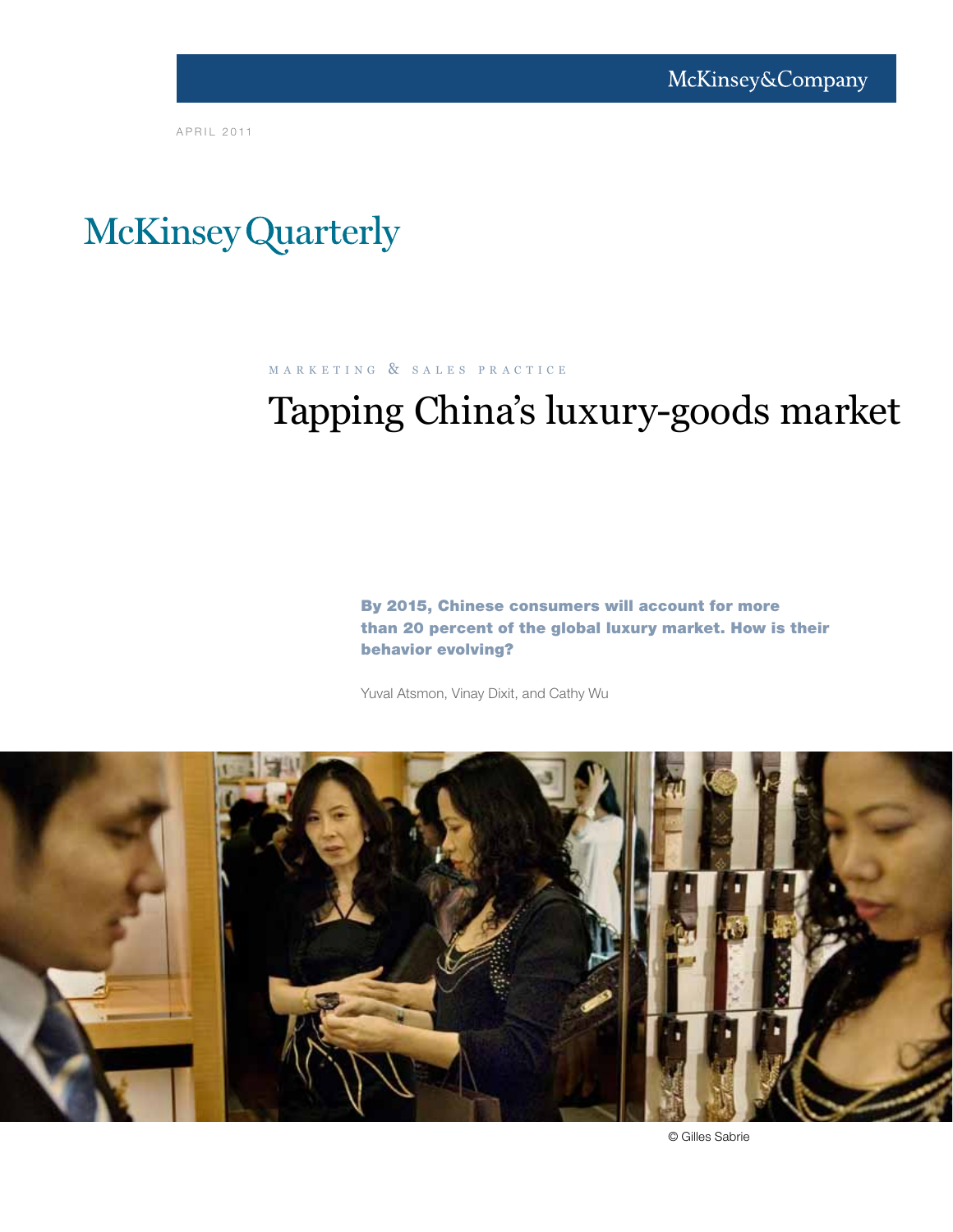McKinsey&Company

APRIL 2011

McKinsey Quarterly

MARKETING & SALES PRACTICE

# Tapping China's luxury-goods market

**By 2015, Chinese consumers will account for more than 20 percent of the global luxury market. How is their behavior evolving?**

Yuval Atsmon, Vinay Dixit, and Cathy Wu

© Gilles Sabrie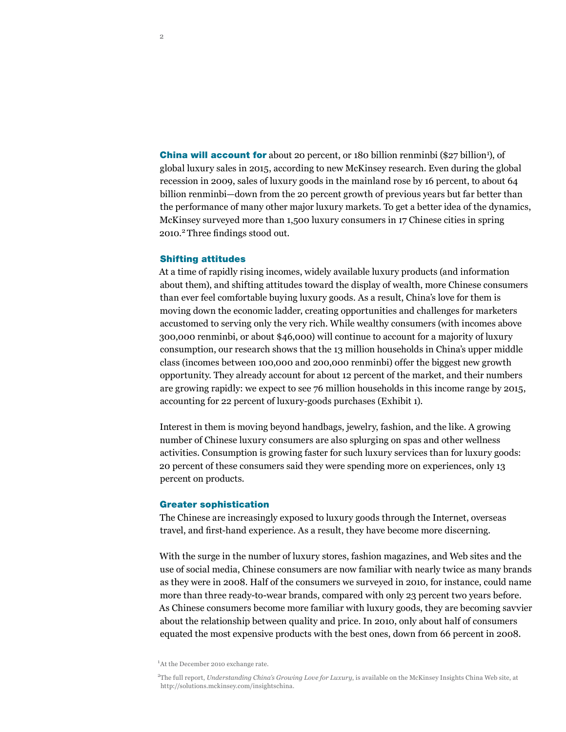**China will account for** about 20 percent, or 180 billion renminbi ($27 billion[1]), of global luxury sales in 2015, according to new McKinsey research. Even during the global recession in 2009, sales of luxury goods in the mainland rose by 16 percent, to about 64 billion renminbi—down from the 20 percent growth of previous years but far better than the performance of many other major luxury markets. To get a better idea of the dynamics, McKinsey surveyed more than 1,500 luxury consumers in 17 Chinese cities in spring 2010.[2] Three findings stood out.

## Shifting attitudes

At a time of rapidly rising incomes, widely available luxury products (and information about them), and shifting attitudes toward the display of wealth, more Chinese consumers than ever feel comfortable buying luxury goods. As a result, China's love for them is moving down the economic ladder, creating opportunities and challenges for marketers accustomed to serving only the very rich. While wealthy consumers (with incomes above 300,000 renminbi, or about $46,000) will continue to account for a majority of luxury consumption, our research shows that the 13 million households in China's upper middle class (incomes between 100,000 and 200,000 renminbi) offer the biggest new growth opportunity. They already account for about 12 percent of the market, and their numbers are growing rapidly: we expect to see 76 million households in this income range by 2015, accounting for 22 percent of luxury-goods purchases (Exhibit 1).

Interest in them is moving beyond handbags, jewelry, fashion, and the like. A growing number of Chinese luxury consumers are also splurging on spas and other wellness activities. Consumption is growing faster for such luxury services than for luxury goods: 20 percent of these consumers said they were spending more on experiences, only 13 percent on products.

## Greater sophistication

The Chinese are increasingly exposed to luxury goods through the Internet, overseas travel, and first-hand experience. As a result, they have become more discerning.

With the surge in the number of luxury stores, fashion magazines, and Web sites and the use of social media, Chinese consumers are now familiar with nearly twice as many brands as they were in 2008. Half of the consumers we surveyed in 2010, for instance, could name more than three ready-to-wear brands, compared with only 23 percent two years before. As Chinese consumers become more familiar with luxury goods, they are becoming savvier about the relationship between quality and price. In 2010, only about half of consumers equated the most expensive products with the best ones, down from 66 percent in 2008.

[1] At the December 2010 exchange rate.

[2] The full report, *Understanding China's Growing Love for Luxury*, is available on the McKinsey Insights China Web site, at http://solutions.mckinsey.com/insightschina.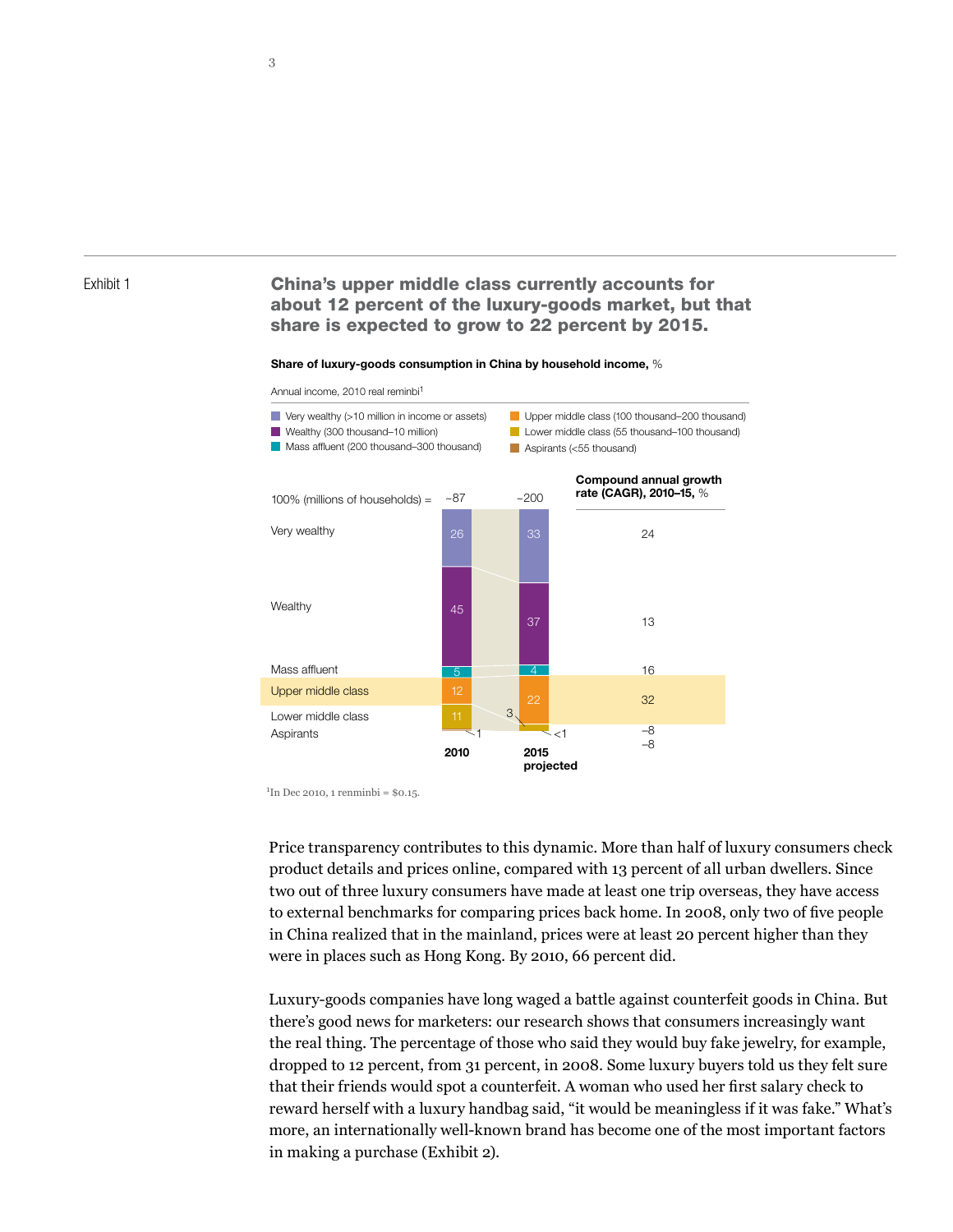Exhibit 1

**China's upper middle class currently accounts for about 12 percent of the luxury-goods market, but that share is expected to grow to 22 percent by 2015.**

**Share of luxury-goods consumption in China by household income,** %

Annual income, 2010 real renminbi[1]

- Very wealthy (>10 million in income or assets)
- Wealthy (300 thousand–10 million)
- Mass affluent (200 thousand–300 thousand)
- Upper middle class (100 thousand–200 thousand)
- Lower middle class (55 thousand–100 thousand)
- Aspirants (<55 thousand)

| 100% (millions of households) = | 2010 (~87) | 2015 projected (~200) | Compound annual growth rate (CAGR), 2010–15, % |
|---|---|---|---|
| Very wealthy | 26 | 33 | 24 |
| Wealthy | 45 | 37 | 13 |
| Mass affluent | 5 | 4 | 16 |
| Upper middle class | 12 | 22 | 32 |
| Lower middle class | 11 | 3 | –8 |
| Aspirants | 1 | <1 | –8 |

[1]In Dec 2010, 1 renminbi = $0.15.

Price transparency contributes to this dynamic. More than half of luxury consumers check product details and prices online, compared with 13 percent of all urban dwellers. Since two out of three luxury consumers have made at least one trip overseas, they have access to external benchmarks for comparing prices back home. In 2008, only two of five people in China realized that in the mainland, prices were at least 20 percent higher than they were in places such as Hong Kong. By 2010, 66 percent did.

Luxury-goods companies have long waged a battle against counterfeit goods in China. But there's good news for marketers: our research shows that consumers increasingly want the real thing. The percentage of those who said they would buy fake jewelry, for example, dropped to 12 percent, from 31 percent, in 2008. Some luxury buyers told us they felt sure that their friends would spot a counterfeit. A woman who used her first salary check to reward herself with a luxury handbag said, "it would be meaningless if it was fake." What's more, an internationally well-known brand has become one of the most important factors in making a purchase (Exhibit 2).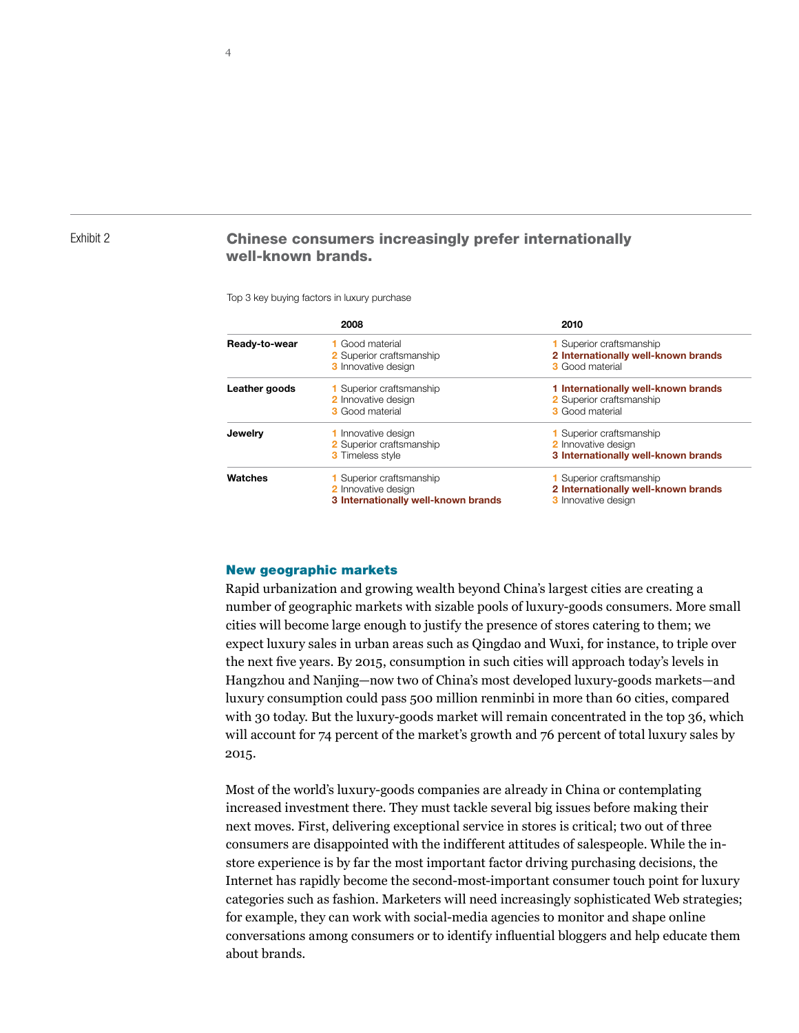Exhibit 2

## Chinese consumers increasingly prefer internationally well-known brands.

Top 3 key buying factors in luxury purchase

| | 2008 | 2010 |
|---|---|---|
| **Ready-to-wear** | 1 Good material<br>2 Superior craftsmanship<br>3 Innovative design | 1 Superior craftsmanship<br>**2 Internationally well-known brands**<br>3 Good material |
| **Leather goods** | 1 Superior craftsmanship<br>2 Innovative design<br>3 Good material | **1 Internationally well-known brands**<br>2 Superior craftsmanship<br>3 Good material |
| **Jewelry** | 1 Innovative design<br>2 Superior craftsmanship<br>3 Timeless style | 1 Superior craftsmanship<br>2 Innovative design<br>**3 Internationally well-known brands** |
| **Watches** | 1 Superior craftsmanship<br>2 Innovative design<br>**3 Internationally well-known brands** | 1 Superior craftsmanship<br>**2 Internationally well-known brands**<br>3 Innovative design |

### New geographic markets

Rapid urbanization and growing wealth beyond China's largest cities are creating a number of geographic markets with sizable pools of luxury-goods consumers. More small cities will become large enough to justify the presence of stores catering to them; we expect luxury sales in urban areas such as Qingdao and Wuxi, for instance, to triple over the next five years. By 2015, consumption in such cities will approach today's levels in Hangzhou and Nanjing—now two of China's most developed luxury-goods markets—and luxury consumption could pass 500 million renminbi in more than 60 cities, compared with 30 today. But the luxury-goods market will remain concentrated in the top 36, which will account for 74 percent of the market's growth and 76 percent of total luxury sales by 2015.

Most of the world's luxury-goods companies are already in China or contemplating increased investment there. They must tackle several big issues before making their next moves. First, delivering exceptional service in stores is critical; two out of three consumers are disappointed with the indifferent attitudes of salespeople. While the in-store experience is by far the most important factor driving purchasing decisions, the Internet has rapidly become the second-most-important consumer touch point for luxury categories such as fashion. Marketers will need increasingly sophisticated Web strategies; for example, they can work with social-media agencies to monitor and shape online conversations among consumers or to identify influential bloggers and help educate them about brands.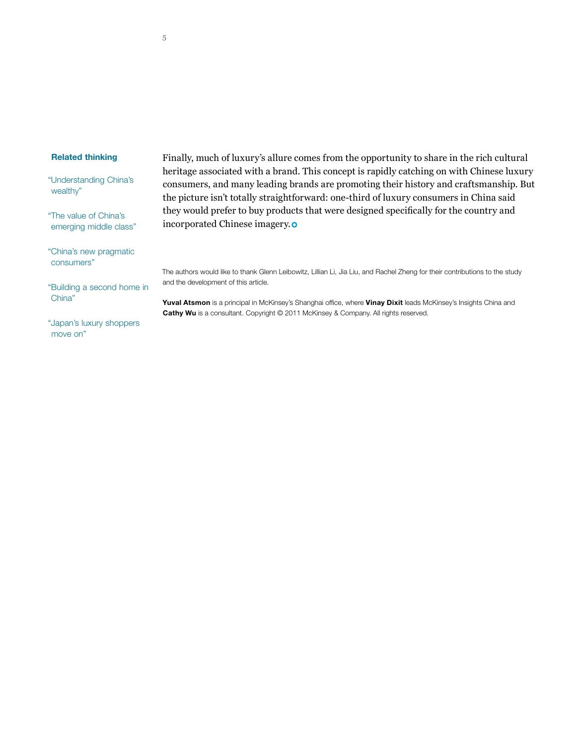Finally, much of luxury's allure comes from the opportunity to share in the rich cultural heritage associated with a brand. This concept is rapidly catching on with Chinese luxury consumers, and many leading brands are promoting their history and craftsmanship. But the picture isn't totally straightforward: one-third of luxury consumers in China said they would prefer to buy products that were designed specifically for the country and incorporated Chinese imagery.

The authors would like to thank Glenn Leibowitz, Lillian Li, Jia Liu, and Rachel Zheng for their contributions to the study and the development of this article.

**Yuval Atsmon** is a principal in McKinsey's Shanghai office, where **Vinay Dixit** leads McKinsey's Insights China and **Cathy Wu** is a consultant. Copyright © 2011 McKinsey & Company. All rights reserved.

**Related thinking**

"Understanding China's wealthy"

"The value of China's emerging middle class"

"China's new pragmatic consumers"

"Building a second home in China"

"Japan's luxury shoppers move on"